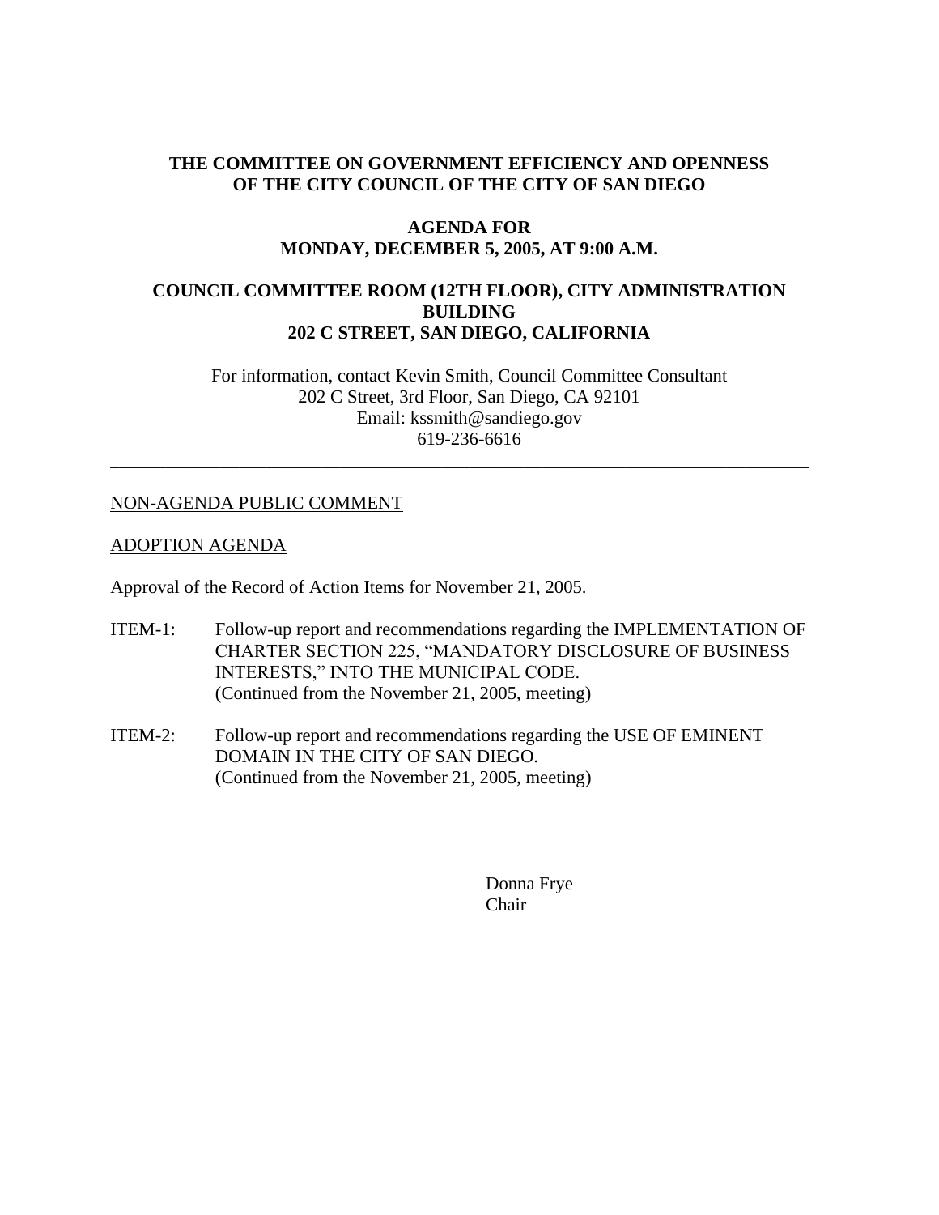**THE COMMITTEE ON GOVERNMENT EFFICIENCY AND OPENNESS OF THE CITY COUNCIL OF THE CITY OF SAN DIEGO**

**AGENDA FOR MONDAY, DECEMBER 5, 2005, AT 9:00 A.M.**

**COUNCIL COMMITTEE ROOM (12TH FLOOR), CITY ADMINISTRATION BUILDING 202 C STREET, SAN DIEGO, CALIFORNIA**

For information, contact Kevin Smith, Council Committee Consultant
202 C Street, 3rd Floor, San Diego, CA 92101
Email: kssmith@sandiego.gov
619-236-6616

---

NON-AGENDA PUBLIC COMMENT

ADOPTION AGENDA

Approval of the Record of Action Items for November 21, 2005.

ITEM-1: Follow-up report and recommendations regarding the IMPLEMENTATION OF CHARTER SECTION 225, "MANDATORY DISCLOSURE OF BUSINESS INTERESTS," INTO THE MUNICIPAL CODE.
(Continued from the November 21, 2005, meeting)

ITEM-2: Follow-up report and recommendations regarding the USE OF EMINENT DOMAIN IN THE CITY OF SAN DIEGO.
(Continued from the November 21, 2005, meeting)

Donna Frye
Chair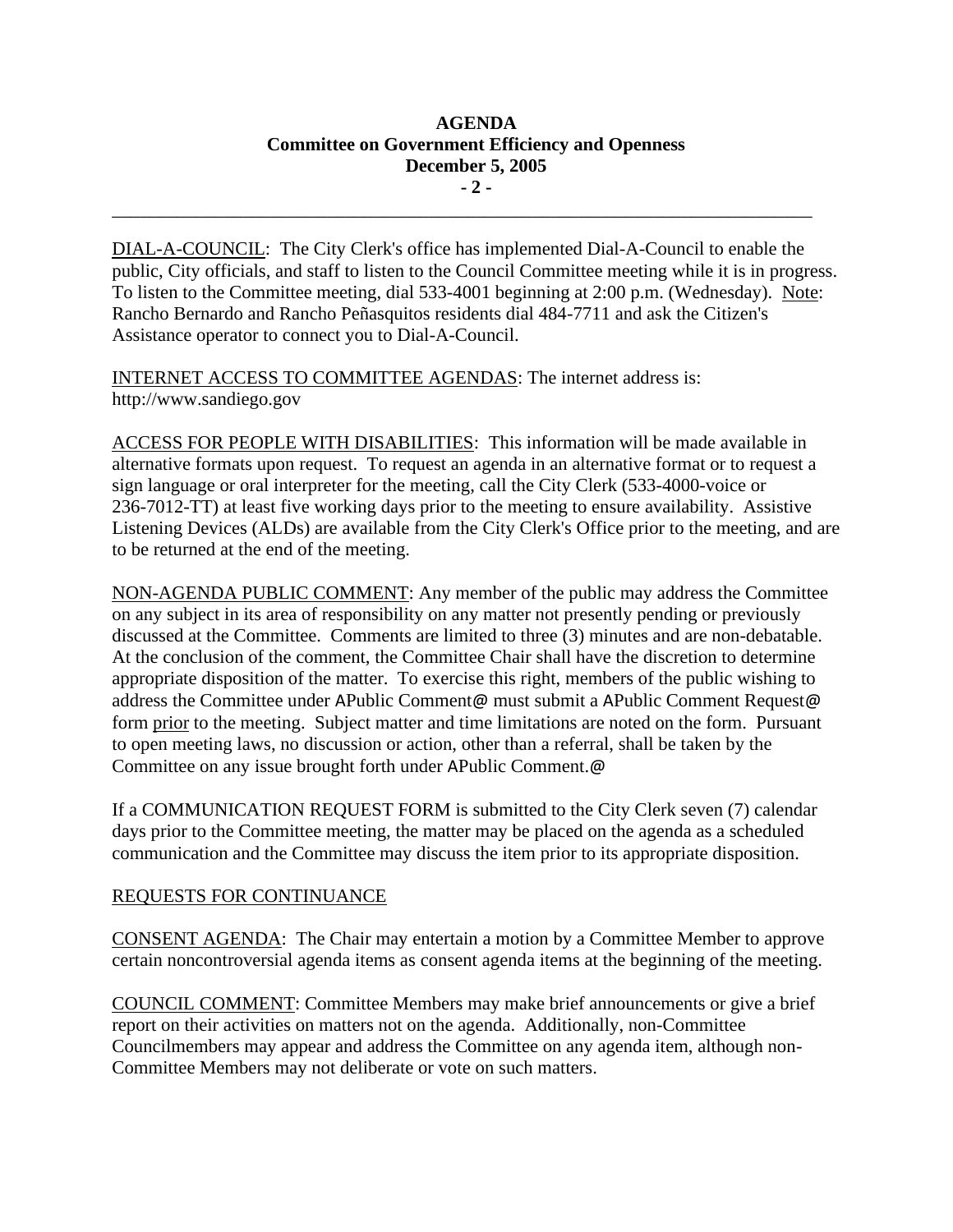DIAL-A-COUNCIL: The City Clerk's office has implemented Dial-A-Council to enable the public, City officials, and staff to listen to the Council Committee meeting while it is in progress. To listen to the Committee meeting, dial 533-4001 beginning at 2:00 p.m. (Wednesday). Note: Rancho Bernardo and Rancho Peñasquitos residents dial 484-7711 and ask the Citizen's Assistance operator to connect you to Dial-A-Council.

INTERNET ACCESS TO COMMITTEE AGENDAS: The internet address is: http://www.sandiego.gov

ACCESS FOR PEOPLE WITH DISABILITIES: This information will be made available in alternative formats upon request. To request an agenda in an alternative format or to request a sign language or oral interpreter for the meeting, call the City Clerk (533-4000-voice or 236-7012-TT) at least five working days prior to the meeting to ensure availability. Assistive Listening Devices (ALDs) are available from the City Clerk's Office prior to the meeting, and are to be returned at the end of the meeting.

NON-AGENDA PUBLIC COMMENT: Any member of the public may address the Committee on any subject in its area of responsibility on any matter not presently pending or previously discussed at the Committee. Comments are limited to three (3) minutes and are non-debatable. At the conclusion of the comment, the Committee Chair shall have the discretion to determine appropriate disposition of the matter. To exercise this right, members of the public wishing to address the Committee under APublic Comment@ must submit a APublic Comment Request@ form prior to the meeting. Subject matter and time limitations are noted on the form. Pursuant to open meeting laws, no discussion or action, other than a referral, shall be taken by the Committee on any issue brought forth under APublic Comment.@

If a COMMUNICATION REQUEST FORM is submitted to the City Clerk seven (7) calendar days prior to the Committee meeting, the matter may be placed on the agenda as a scheduled communication and the Committee may discuss the item prior to its appropriate disposition.

REQUESTS FOR CONTINUANCE

CONSENT AGENDA: The Chair may entertain a motion by a Committee Member to approve certain noncontroversial agenda items as consent agenda items at the beginning of the meeting.

COUNCIL COMMENT: Committee Members may make brief announcements or give a brief report on their activities on matters not on the agenda. Additionally, non-Committee Councilmembers may appear and address the Committee on any agenda item, although non-Committee Members may not deliberate or vote on such matters.